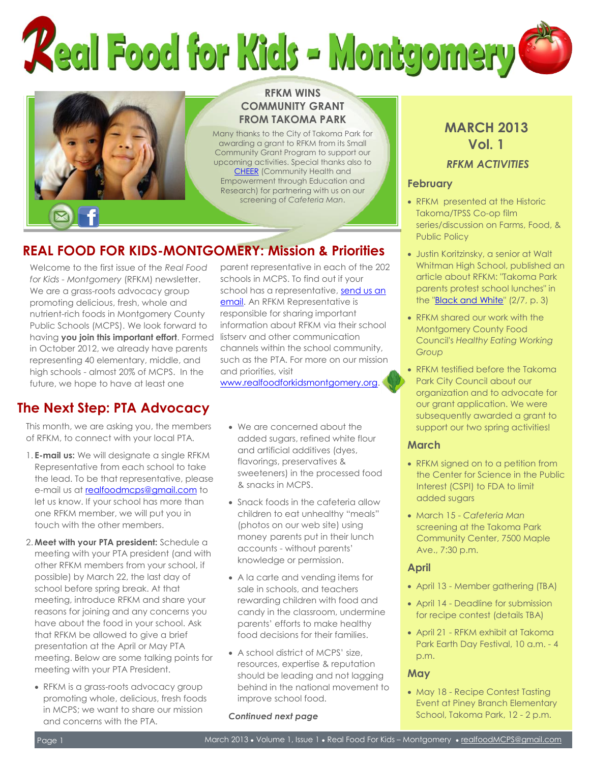# Real Food for Kids - Montgomery

## RFKM WINS COMMUNITY GRANT FROM TAKOMA PARK

Many thanks to the City of Takoma Park for awarding a grant to RFKM from its Small Community Grant Program to support our upcoming activities. Special thanks also to CHEER (Community Health and Empowerment through Education and Research) for partnering with us on our screening of *Cafeteria Man*.

## REAL FOOD FOR KIDS-MONTGOMERY: Mission & Priorities

Welcome to the first issue of the *Real Food for Kids - Montgomery* (RFKM) newsletter. We are a grass-roots advocacy group promoting delicious, fresh, whole and nutrient-rich foods in Montgomery County Public Schools (MCPS). We look forward to having **you join this important effort**. Formed in October 2012, we already have parents representing 40 elementary, middle, and high schools - almost 20% of MCPS. In the future, we hope to have at least one parent representative in each of the 202 schools in MCPS. To find out if your school has a representative, send us an email. An RFKM Representative is responsible for sharing important information about RFKM via their school listserv and other communication channels within the school community, such as the PTA. For more on our mission and priorities, visit www.realfoodforkidsmontgomery.org.

## The Next Step: PTA Advocacy

This month, we are asking you, the members of RFKM, to connect with your local PTA.

1. **E-mail us:** We will designate a single RFKM Representative from each school to take the lead. To be that representative, please e-mail us at realfoodmcps@gmail.com to let us know. If your school has more than one RFKM member, we will put you in touch with the other members.
2. **Meet with your PTA president:** Schedule a meeting with your PTA president (and with other RFKM members from your school, if possible) by March 22, the last day of school before spring break. At that meeting, introduce RFKM and share your reasons for joining and any concerns you have about the food in your school. Ask that RFKM be allowed to give a brief presentation at the April or May PTA meeting. Below are some talking points for meeting with your PTA President.
   - RFKM is a grass-roots advocacy group promoting whole, delicious, fresh foods in MCPS; we want to share our mission and concerns with the PTA.
   - We are concerned about the added sugars, refined white flour and artificial additives (dyes, flavorings, preservatives & sweeteners) in the processed food & snacks in MCPS.
   - Snack foods in the cafeteria allow children to eat unhealthy "meals" (photos on our web site) using money parents put in their lunch accounts - without parents' knowledge or permission.
   - A la carte and vending items for sale in schools, and teachers rewarding children with food and candy in the classroom, undermine parents' efforts to make healthy food decisions for their families.
   - A school district of MCPS' size, resources, expertise & reputation should be leading and not lagging behind in the national movement to improve school food.

***Continued next page***

## MARCH 2013 Vol. 1

### *RFKM ACTIVITIES*

### February

- RFKM presented at the Historic Takoma/TPSS Co-op film series/discussion on Farms, Food, & Public Policy
- Justin Koritzinsky, a senior at Walt Whitman High School, published an article about RFKM: "Takoma Park parents protest school lunches" in the "Black and White" (2/7, p. 3)
- RFKM shared our work with the Montgomery County Food Council's *Healthy Eating Working Group*
- RFKM testified before the Takoma Park City Council about our organization and to advocate for our grant application. We were subsequently awarded a grant to support our two spring activities!

### March

- RFKM signed on to a petition from the Center for Science in the Public Interest (CSPI) to FDA to limit added sugars
- March 15 - *Cafeteria Man* screening at the Takoma Park Community Center, 7500 Maple Ave., 7:30 p.m.

### April

- April 13 - Member gathering (TBA)
- April 14 - Deadline for submission for recipe contest (details TBA)
- April 21 - RFKM exhibit at Takoma Park Earth Day Festival, 10 a.m. - 4 p.m.

### May

- May 18 - Recipe Contest Tasting Event at Piney Branch Elementary School, Takoma Park, 12 - 2 p.m.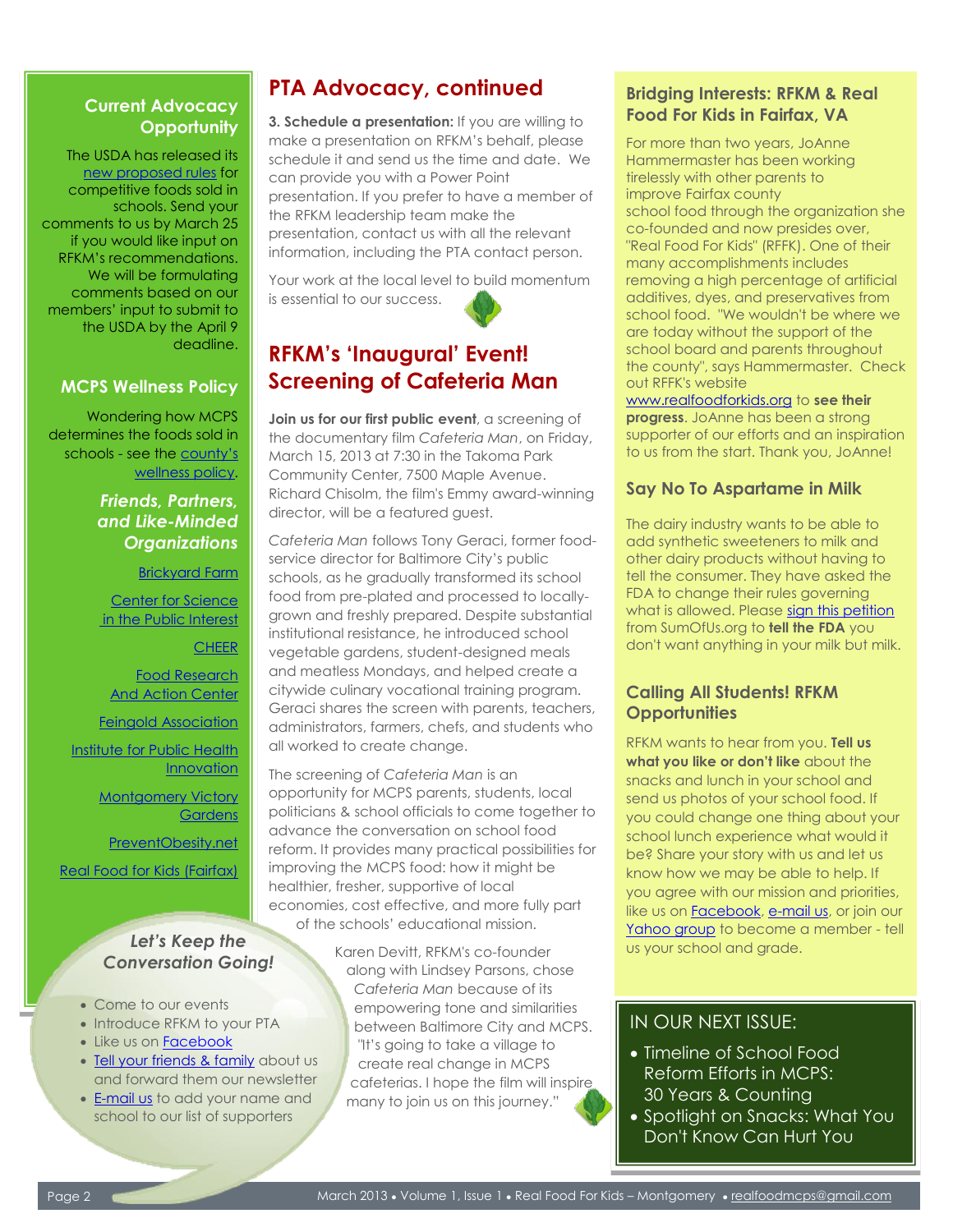## Current Advocacy Opportunity

The USDA has released its new proposed rules for competitive foods sold in schools. Send your comments to us by March 25 if you would like input on RFKM's recommendations. We will be formulating comments based on our members' input to submit to the USDA by the April 9 deadline.

## MCPS Wellness Policy

Wondering how MCPS determines the foods sold in schools - see the county's wellness policy.

### *Friends, Partners, and Like-Minded Organizations*

Brickyard Farm

Center for Science in the Public Interest

CHEER

Food Research And Action Center

Feingold Association

Institute for Public Health Innovation

Montgomery Victory Gardens

PreventObesity.net

Real Food for Kids (Fairfax)

### *Let's Keep the Conversation Going!*

- Come to our events
- Introduce RFKM to your PTA
- Like us on Facebook
- Tell your friends & family about us and forward them our newsletter
- E-mail us to add your name and school to our list of supporters

# PTA Advocacy, continued

**3. Schedule a presentation:** If you are willing to make a presentation on RFKM's behalf, please schedule it and send us the time and date. We can provide you with a Power Point presentation. If you prefer to have a member of the RFKM leadership team make the presentation, contact us with all the relevant information, including the PTA contact person.

Your work at the local level to build momentum is essential to our success.

# RFKM's 'Inaugural' Event! Screening of Cafeteria Man

**Join us for our first public event**, a screening of the documentary film *Cafeteria Man*, on Friday, March 15, 2013 at 7:30 in the Takoma Park Community Center, 7500 Maple Avenue. Richard Chisolm, the film's Emmy award-winning director, will be a featured guest.

*Cafeteria Man* follows Tony Geraci, former food-service director for Baltimore City's public schools, as he gradually transformed its school food from pre-plated and processed to locally-grown and freshly prepared. Despite substantial institutional resistance, he introduced school vegetable gardens, student-designed meals and meatless Mondays, and helped create a citywide culinary vocational training program. Geraci shares the screen with parents, teachers, administrators, farmers, chefs, and students who all worked to create change.

The screening of *Cafeteria Man* is an opportunity for MCPS parents, students, local politicians & school officials to come together to advance the conversation on school food reform. It provides many practical possibilities for improving the MCPS food: how it might be healthier, fresher, supportive of local economies, cost effective, and more fully part of the schools' educational mission.

Karen Devitt, RFKM's co-founder along with Lindsey Parsons, chose *Cafeteria Man* because of its empowering tone and similarities between Baltimore City and MCPS. "It's going to take a village to create real change in MCPS cafeterias. I hope the film will inspire many to join us on this journey."

## Bridging Interests: RFKM & Real Food For Kids in Fairfax, VA

For more than two years, JoAnne Hammermaster has been working tirelessly with other parents to improve Fairfax county school food through the organization she co-founded and now presides over, "Real Food For Kids" (RFFK). One of their many accomplishments includes removing a high percentage of artificial additives, dyes, and preservatives from school food. "We wouldn't be where we are today without the support of the school board and parents throughout the county", says Hammermaster. Check out RFFK's website www.realfoodforkids.org to **see their progress**. JoAnne has been a strong supporter of our efforts and an inspiration to us from the start. Thank you, JoAnne!

## Say No To Aspartame in Milk

The dairy industry wants to be able to add synthetic sweeteners to milk and other dairy products without having to tell the consumer. They have asked the FDA to change their rules governing what is allowed. Please sign this petition from SumOfUs.org to **tell the FDA** you don't want anything in your milk but milk.

## Calling All Students! RFKM Opportunities

RFKM wants to hear from you. **Tell us what you like or don't like** about the snacks and lunch in your school and send us photos of your school food. If you could change one thing about your school lunch experience what would it be? Share your story with us and let us know how we may be able to help. If you agree with our mission and priorities, like us on Facebook, e-mail us, or join our Yahoo group to become a member - tell us your school and grade.

## IN OUR NEXT ISSUE:

- Timeline of School Food Reform Efforts in MCPS: 30 Years & Counting
- Spotlight on Snacks: What You Don't Know Can Hurt You